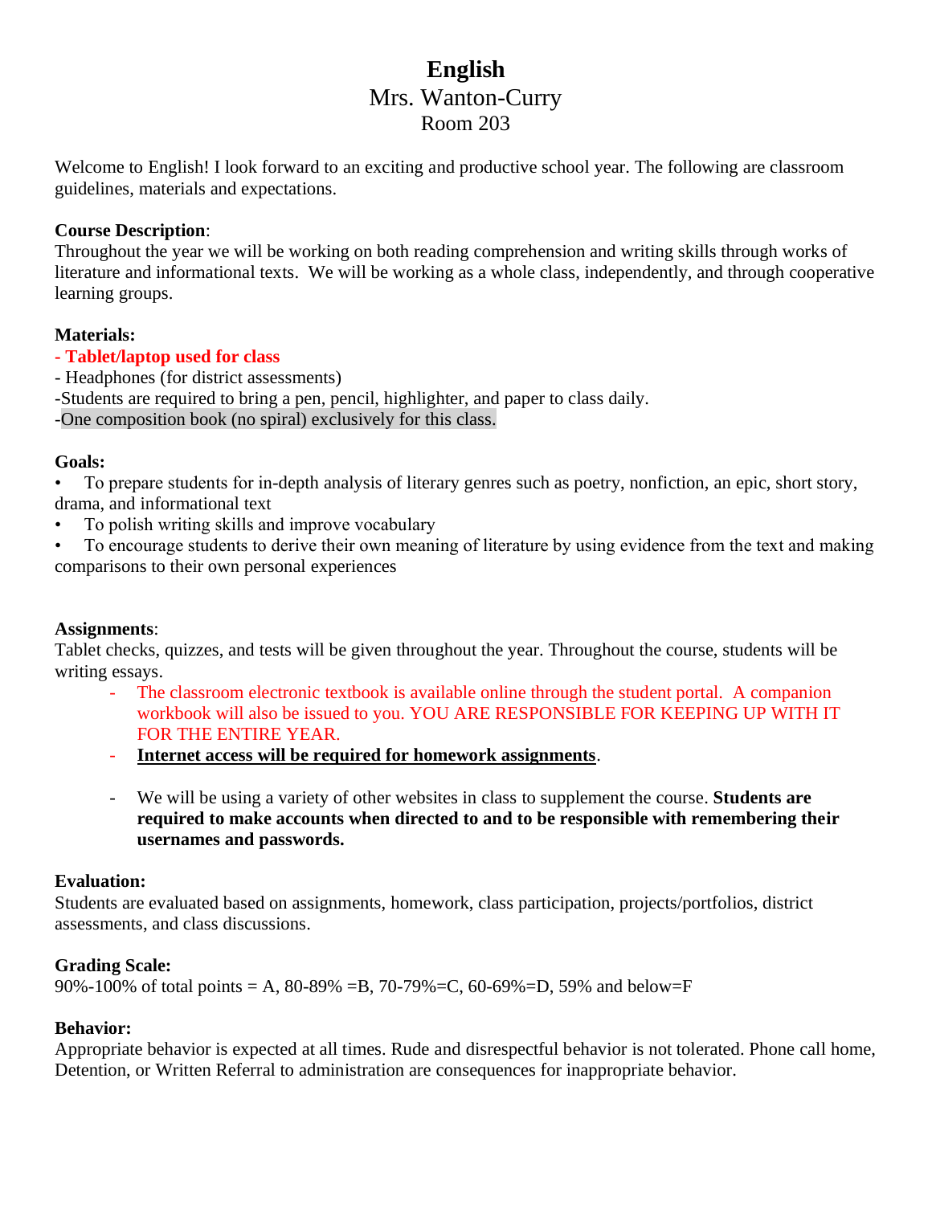# English

## Mrs. Wanton-Curry

### Room 203

Welcome to English! I look forward to an exciting and productive school year. The following are classroom guidelines, materials and expectations.

**Course Description**:
Throughout the year we will be working on both reading comprehension and writing skills through works of literature and informational texts. We will be working as a whole class, independently, and through cooperative learning groups.

**Materials:**
**- Tablet/laptop used for class**
- Headphones (for district assessments)
-Students are required to bring a pen, pencil, highlighter, and paper to class daily.
-One composition book (no spiral) exclusively for this class.

**Goals:**

- To prepare students for in-depth analysis of literary genres such as poetry, nonfiction, an epic, short story, drama, and informational text
- To polish writing skills and improve vocabulary
- To encourage students to derive their own meaning of literature by using evidence from the text and making comparisons to their own personal experiences

**Assignments**:
Tablet checks, quizzes, and tests will be given throughout the year. Throughout the course, students will be writing essays.

- The classroom electronic textbook is available online through the student portal. A companion workbook will also be issued to you. YOU ARE RESPONSIBLE FOR KEEPING UP WITH IT FOR THE ENTIRE YEAR.
- **Internet access will be required for homework assignments**.
- We will be using a variety of other websites in class to supplement the course. **Students are required to make accounts when directed to and to be responsible with remembering their usernames and passwords.**

**Evaluation:**
Students are evaluated based on assignments, homework, class participation, projects/portfolios, district assessments, and class discussions.

**Grading Scale:**
90%-100% of total points = A, 80-89% =B, 70-79%=C, 60-69%=D, 59% and below=F

**Behavior:**
Appropriate behavior is expected at all times. Rude and disrespectful behavior is not tolerated. Phone call home, Detention, or Written Referral to administration are consequences for inappropriate behavior.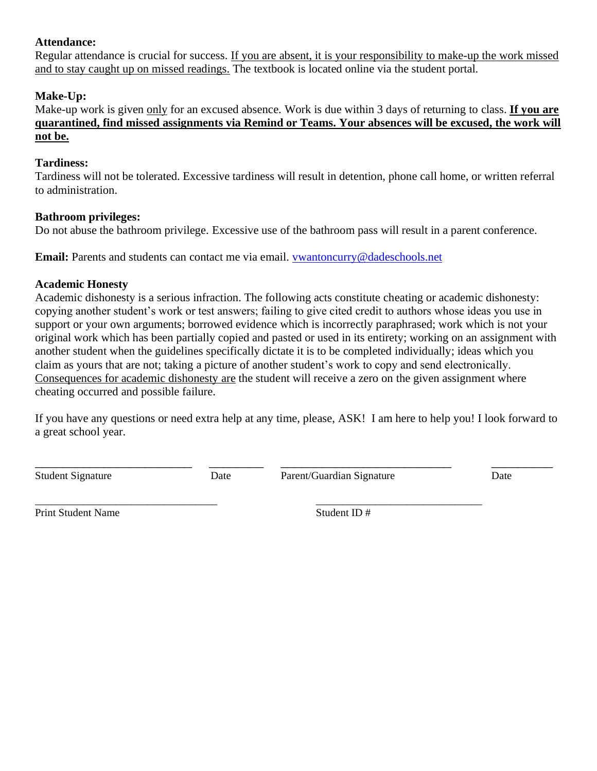**Attendance:**
Regular attendance is crucial for success. If you are absent, it is your responsibility to make-up the work missed and to stay caught up on missed readings. The textbook is located online via the student portal.

**Make-Up:**
Make-up work is given only for an excused absence. Work is due within 3 days of returning to class. **If you are quarantined, find missed assignments via Remind or Teams. Your absences will be excused, the work will not be.**

**Tardiness:**
Tardiness will not be tolerated. Excessive tardiness will result in detention, phone call home, or written referral to administration.

**Bathroom privileges:**
Do not abuse the bathroom privilege. Excessive use of the bathroom pass will result in a parent conference.

**Email:** Parents and students can contact me via email. vwantoncurry@dadeschools.net

**Academic Honesty**
Academic dishonesty is a serious infraction. The following acts constitute cheating or academic dishonesty: copying another student's work or test answers; failing to give cited credit to authors whose ideas you use in support or your own arguments; borrowed evidence which is incorrectly paraphrased; work which is not your original work which has been partially copied and pasted or used in its entirety; working on an assignment with another student when the guidelines specifically dictate it is to be completed individually; ideas which you claim as yours that are not; taking a picture of another student's work to copy and send electronically. Consequences for academic dishonesty are the student will receive a zero on the given assignment where cheating occurred and possible failure.

If you have any questions or need extra help at any time, please, ASK! I am here to help you! I look forward to a great school year.

_____________________________ __________ _______________________________ ___________

Student Signature Date Parent/Guardian Signature Date

_________________________________ _______________________________

Print Student Name Student ID #